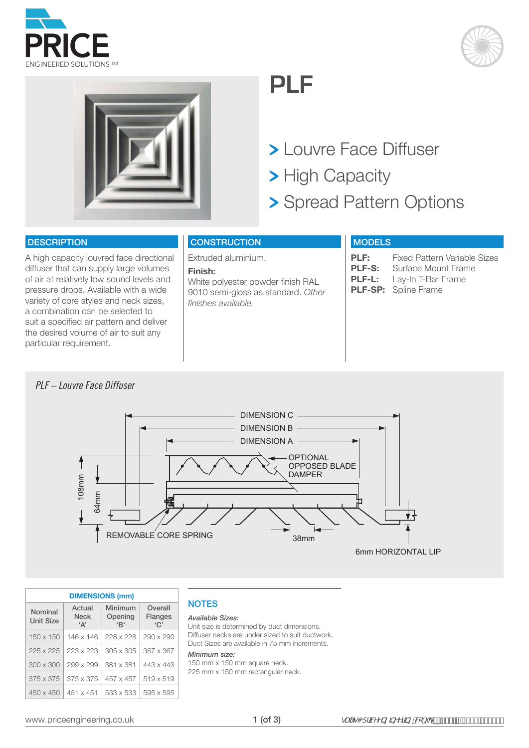# PLF

> Louvre Face Diffuser
> High Capacity
> Spread Pattern Options

## DESCRIPTION

A high capacity louvred face directional diffuser that can supply large volumes of air at relatively low sound levels and pressure drops. Available with a wide variety of core styles and neck sizes, a combination can be selected to suit a specified air pattern and deliver the desired volume of air to suit any particular requirement.

## CONSTRUCTION

Extruded aluminium.

**Finish:**
White polyester powder finish RAL 9010 semi-gloss as standard. *Other finishes available.*

## MODELS

**PLF:** Fixed Pattern Variable Sizes
**PLF-S:** Surface Mount Frame
**PLF-L:** Lay-In T-Bar Frame
**PLF-SP:** Spline Frame

*PLF – Louvre Face Diffuser*

DIMENSION C
DIMENSION B
DIMENSION A
OPTIONAL OPPOSED BLADE DAMPER
108mm
64mm
REMOVABLE CORE SPRING
38mm
6mm HORIZONTAL LIP

| DIMENSIONS (mm) | | | |
|---|---|---|---|
| Nominal Unit Size | Actual Neck 'A' | Minimum Opening 'B' | Overall Flanges 'C' |
| 150 x 150 | 146 x 146 | 228 x 228 | 290 x 290 |
| 225 x 225 | 223 x 223 | 305 x 305 | 367 x 367 |
| 300 x 300 | 299 x 299 | 381 x 381 | 443 x 443 |
| 375 x 375 | 375 x 375 | 457 x 457 | 519 x 519 |
| 450 x 450 | 451 x 451 | 533 x 533 | 595 x 595 |

## NOTES

*Available Sizes:*
Unit size is determined by duct dimensions.
Diffuser necks are under sized to suit ductwork.
Duct Sizes are available in 75 mm increments.

*Minimum size:*
150 mm x 150 mm square neck.
225 mm x 150 mm rectangular neck.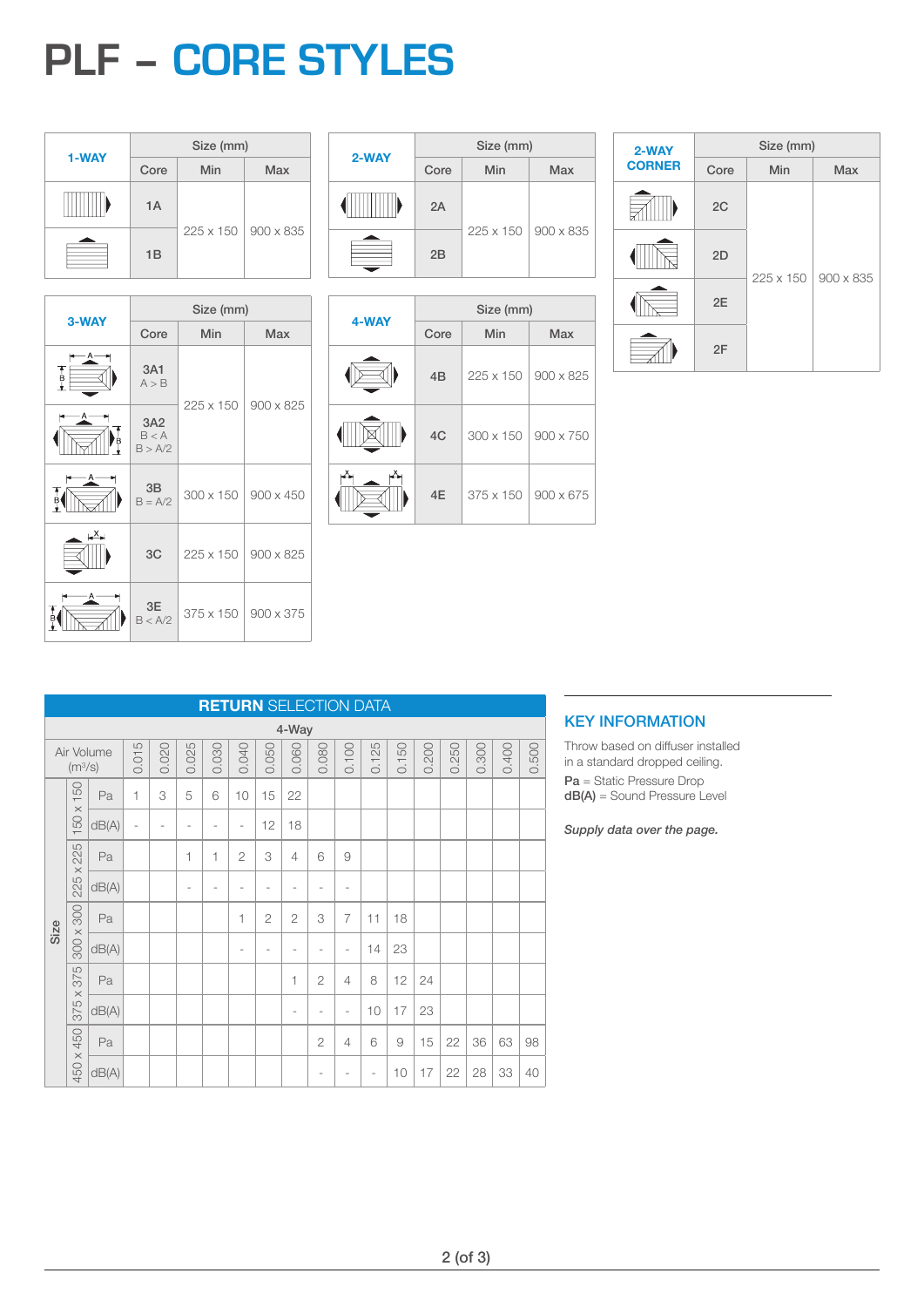# PLF – CORE STYLES

| 1-WAY | Core | Size (mm) Min | Max |
|---|---|---|---|
| | 1A | 225 x 150 | 900 x 835 |
| | 1B | | |

| 2-WAY | Core | Size (mm) Min | Max |
|---|---|---|---|
| | 2A | 225 x 150 | 900 x 835 |
| | 2B | | |

| 2-WAY CORNER | Core | Size (mm) Min | Max |
|---|---|---|---|
| | 2C | 225 x 150 | 900 x 835 |
| | 2D | | |
| | 2E | | |
| | 2F | | |

| 3-WAY | Core | Size (mm) Min | Max |
|---|---|---|---|
| | 3A1 A > B | 225 x 150 | 900 x 825 |
| | 3A2 B < A B > A/2 | | |
| | 3B B = A/2 | 300 x 150 | 900 x 450 |
| | 3C | 225 x 150 | 900 x 825 |
| | 3E B < A/2 | 375 x 150 | 900 x 375 |

| 4-WAY | Core | Size (mm) Min | Max |
|---|---|---|---|
| | 4B | 225 x 150 | 900 x 825 |
| | 4C | 300 x 150 | 900 x 750 |
| | 4E | 375 x 150 | 900 x 675 |

## **RETURN** SELECTION DATA

4-Way

| Size | | Air Volume (m³/s) | 0.015 | 0.020 | 0.025 | 0.030 | 0.040 | 0.050 | 0.060 | 0.080 | 0.100 | 0.125 | 0.150 | 0.200 | 0.250 | 0.300 | 0.400 | 0.500 |
|---|---|---|---|---|---|---|---|---|---|---|---|---|---|---|---|---|---|---|
| Size | 150 x 150 | Pa | 1 | 3 | 5 | 6 | 10 | 15 | 22 | | | | | | | | | |
| | | dB(A) | - | - | - | - | - | 12 | 18 | | | | | | | | | |
| | 225 x 225 | Pa | | | 1 | 1 | 2 | 3 | 4 | 6 | 9 | | | | | | | |
| | | dB(A) | | | - | - | - | - | - | - | - | | | | | | | |
| | 300 x 300 | Pa | | | | | 1 | 2 | 2 | 3 | 7 | 11 | 18 | | | | | |
| | | dB(A) | | | | | - | - | - | - | - | 14 | 23 | | | | | |
| | 375 x 375 | Pa | | | | | | | 1 | 2 | 4 | 8 | 12 | 24 | | | | |
| | | dB(A) | | | | | | | - | - | - | 10 | 17 | 23 | | | | |
| | 450 x 450 | Pa | | | | | | | | 2 | 4 | 6 | 9 | 15 | 22 | 36 | 63 | 98 |
| | | dB(A) | | | | | | | | - | - | - | 10 | 17 | 22 | 28 | 33 | 40 |

## KEY INFORMATION

Throw based on diffuser installed in a standard dropped ceiling.

**Pa** = Static Pressure Drop
**dB(A)** = Sound Pressure Level

***Supply data over the page.***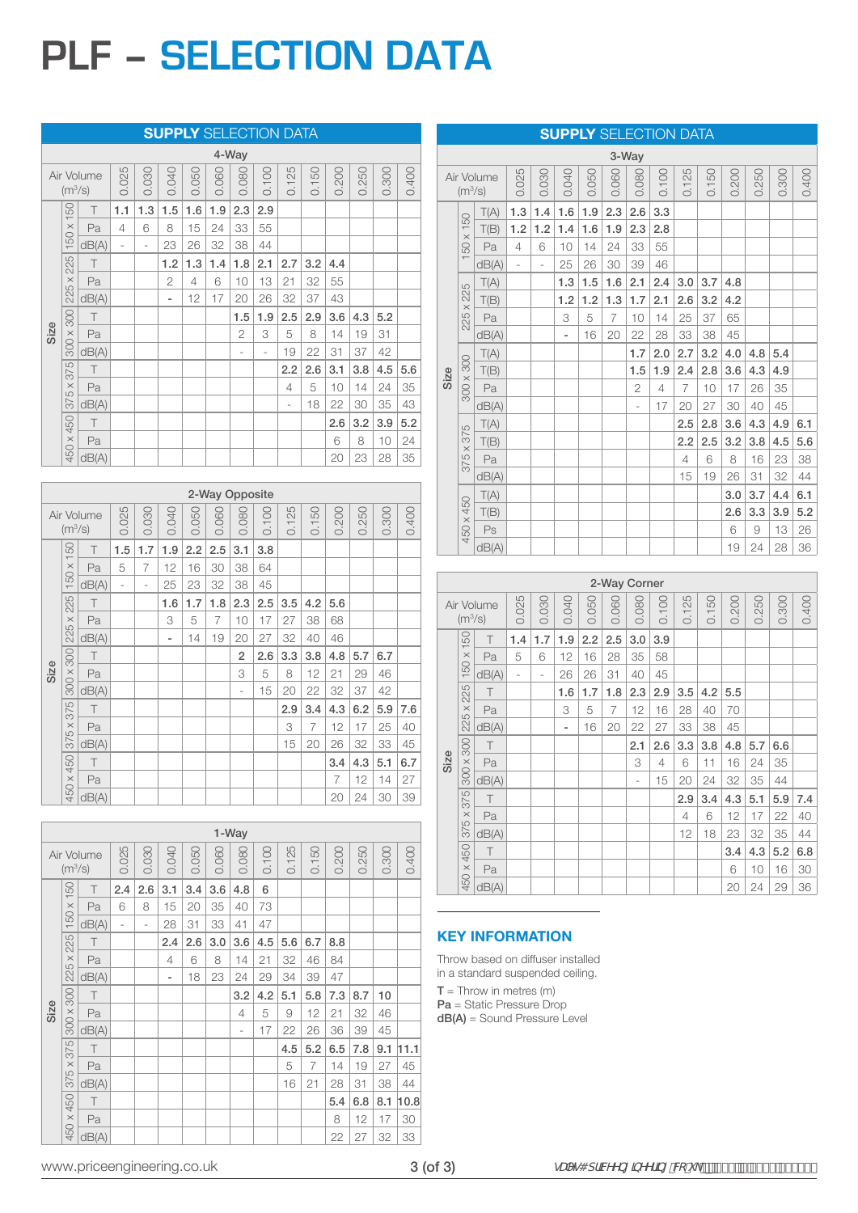# PLF – SELECTION DATA

## SUPPLY SELECTION DATA

### 4-Way

| Size | Air Volume (m³/s) | 0.025 | 0.030 | 0.040 | 0.050 | 0.060 | 0.080 | 0.100 | 0.125 | 0.150 | 0.200 | 0.250 | 0.300 | 0.400 |
|---|---|---|---|---|---|---|---|---|---|---|---|---|---|---|
| 150 x 150 | T | 1.1 | 1.3 | 1.5 | 1.6 | 1.9 | 2.3 | 2.9 | | | | | | |
| | Pa | 4 | 6 | 8 | 15 | 24 | 33 | 55 | | | | | | |
| | dB(A) | - | - | 23 | 26 | 32 | 38 | 44 | | | | | | |
| 225 x 225 | T | | | 1.2 | 1.3 | 1.4 | 1.8 | 2.1 | 2.7 | 3.2 | 4.4 | | | |
| | Pa | | | 2 | 4 | 6 | 10 | 13 | 21 | 32 | 55 | | | |
| | dB(A) | | | - | 12 | 17 | 20 | 26 | 32 | 37 | 43 | | | |
| 300 x 300 | T | | | | | | 1.5 | 1.9 | 2.5 | 2.9 | 3.6 | 4.3 | 5.2 | |
| | Pa | | | | | | 2 | 3 | 5 | 8 | 14 | 19 | 31 | |
| | dB(A) | | | | | | - | - | 19 | 22 | 31 | 37 | 42 | |
| 375 x 375 | T | | | | | | | | 2.2 | 2.6 | 3.1 | 3.8 | 4.5 | 5.6 |
| | Pa | | | | | | | | 4 | 5 | 10 | 14 | 24 | 35 |
| | dB(A) | | | | | | | | - | 18 | 22 | 30 | 35 | 43 |
| 450 x 450 | T | | | | | | | | | | 2.6 | 3.2 | 3.9 | 5.2 |
| | Pa | | | | | | | | | | 6 | 8 | 10 | 24 |
| | dB(A) | | | | | | | | | | 20 | 23 | 28 | 35 |

### 2-Way Opposite

| Size | Air Volume (m³/s) | 0.025 | 0.030 | 0.040 | 0.050 | 0.060 | 0.080 | 0.100 | 0.125 | 0.150 | 0.200 | 0.250 | 0.300 | 0.400 |
|---|---|---|---|---|---|---|---|---|---|---|---|---|---|---|
| 150 x 150 | T | 1.5 | 1.7 | 1.9 | 2.2 | 2.5 | 3.1 | 3.8 | | | | | | |
| | Pa | 5 | 7 | 12 | 16 | 30 | 38 | 64 | | | | | | |
| | dB(A) | - | - | 25 | 23 | 32 | 38 | 45 | | | | | | |
| 225 x 225 | T | | | 1.6 | 1.7 | 1.8 | 2.3 | 2.5 | 3.5 | 4.2 | 5.6 | | | |
| | Pa | | | 3 | 5 | 7 | 10 | 17 | 27 | 38 | 68 | | | |
| | dB(A) | | | - | 14 | 19 | 20 | 27 | 32 | 40 | 46 | | | |
| 300 x 300 | T | | | | | | 2 | 2.6 | 3.3 | 3.8 | 4.8 | 5.7 | 6.7 | |
| | Pa | | | | | | 3 | 5 | 8 | 12 | 21 | 29 | 46 | |
| | dB(A) | | | | | | - | 15 | 20 | 22 | 32 | 37 | 42 | |
| 375 x 375 | T | | | | | | | | 2.9 | 3.4 | 4.3 | 6.2 | 5.9 | 7.6 |
| | Pa | | | | | | | | 3 | 7 | 12 | 17 | 25 | 40 |
| | dB(A) | | | | | | | | 15 | 20 | 26 | 32 | 33 | 45 |
| 450 x 450 | T | | | | | | | | | | 3.4 | 4.3 | 5.1 | 6.7 |
| | Pa | | | | | | | | | | 7 | 12 | 14 | 27 |
| | dB(A) | | | | | | | | | | 20 | 24 | 30 | 39 |

### 1-Way

| Size | Air Volume (m³/s) | 0.025 | 0.030 | 0.040 | 0.050 | 0.060 | 0.080 | 0.100 | 0.125 | 0.150 | 0.200 | 0.250 | 0.300 | 0.400 |
|---|---|---|---|---|---|---|---|---|---|---|---|---|---|---|
| 150 x 150 | T | 2.4 | 2.6 | 3.1 | 3.4 | 3.6 | 4.8 | 6 | | | | | | |
| | Pa | 6 | 8 | 15 | 20 | 35 | 40 | 73 | | | | | | |
| | dB(A) | - | - | 28 | 31 | 33 | 41 | 47 | | | | | | |
| 225 x 225 | T | | | 2.4 | 2.6 | 3.0 | 3.6 | 4.5 | 5.6 | 6.7 | 8.8 | | | |
| | Pa | | | 4 | 6 | 8 | 14 | 21 | 32 | 46 | 84 | | | |
| | dB(A) | | | - | 18 | 23 | 24 | 29 | 34 | 39 | 47 | | | |
| 300 x 300 | T | | | | | | 3.2 | 4.2 | 5.1 | 5.8 | 7.3 | 8.7 | 10 | |
| | Pa | | | | | | 4 | 5 | 9 | 12 | 21 | 32 | 46 | |
| | dB(A) | | | | | | - | 17 | 22 | 26 | 36 | 39 | 45 | |
| 375 x 375 | T | | | | | | | | 4.5 | 5.2 | 6.5 | 7.8 | 9.1 | 11.1 |
| | Pa | | | | | | | | 5 | 7 | 14 | 19 | 27 | 45 |
| | dB(A) | | | | | | | | 16 | 21 | 28 | 31 | 38 | 44 |
| 450 x 450 | T | | | | | | | | | | 5.4 | 6.8 | 8.1 | 10.8 |
| | Pa | | | | | | | | | | 8 | 12 | 17 | 30 |
| | dB(A) | | | | | | | | | | 22 | 27 | 32 | 33 |

## SUPPLY SELECTION DATA

### 3-Way

| Size | Air Volume (m³/s) | 0.025 | 0.030 | 0.040 | 0.050 | 0.060 | 0.080 | 0.100 | 0.125 | 0.150 | 0.200 | 0.250 | 0.300 | 0.400 |
|---|---|---|---|---|---|---|---|---|---|---|---|---|---|---|
| 150 x 150 | T(A) | 1.3 | 1.4 | 1.6 | 1.9 | 2.3 | 2.6 | 3.3 | | | | | | |
| | T(B) | 1.2 | 1.2 | 1.4 | 1.6 | 1.9 | 2.3 | 2.8 | | | | | | |
| | Pa | 4 | 6 | 10 | 14 | 24 | 33 | 55 | | | | | | |
| | dB(A) | - | - | 25 | 26 | 30 | 39 | 46 | | | | | | |
| 225 x 225 | T(A) | | | 1.3 | 1.5 | 1.6 | 2.1 | 2.4 | 3.0 | 3.7 | 4.8 | | | |
| | T(B) | | | 1.2 | 1.2 | 1.3 | 1.7 | 2.1 | 2.6 | 3.2 | 4.2 | | | |
| | Pa | | | 3 | 5 | 7 | 10 | 14 | 25 | 37 | 65 | | | |
| | dB(A) | | | - | 16 | 20 | 22 | 28 | 33 | 38 | 45 | | | |
| 300 x 300 | T(A) | | | | | | 1.7 | 2.0 | 2.7 | 3.2 | 4.0 | 4.8 | 5.4 | |
| | T(B) | | | | | | 1.5 | 1.9 | 2.4 | 2.8 | 3.6 | 4.3 | 4.9 | |
| | Pa | | | | | | 2 | 4 | 7 | 10 | 17 | 26 | 35 | |
| | dB(A) | | | | | | - | 17 | 20 | 27 | 30 | 40 | 45 | |
| 375 x 375 | T(A) | | | | | | | | 2.5 | 2.8 | 3.6 | 4.3 | 4.9 | 6.1 |
| | T(B) | | | | | | | | 2.2 | 2.5 | 3.2 | 3.8 | 4.5 | 5.6 |
| | Pa | | | | | | | | 4 | 6 | 8 | 16 | 23 | 38 |
| | dB(A) | | | | | | | | 15 | 19 | 26 | 31 | 32 | 44 |
| 450 x 450 | T(A) | | | | | | | | | | 3.0 | 3.7 | 4.4 | 6.1 |
| | T(B) | | | | | | | | | | 2.6 | 3.3 | 3.9 | 5.2 |
| | Ps | | | | | | | | | | 6 | 9 | 13 | 26 |
| | dB(A) | | | | | | | | | | 19 | 24 | 28 | 36 |

### 2-Way Corner

| Size | Air Volume (m³/s) | 0.025 | 0.030 | 0.040 | 0.050 | 0.060 | 0.080 | 0.100 | 0.125 | 0.150 | 0.200 | 0.250 | 0.300 | 0.400 |
|---|---|---|---|---|---|---|---|---|---|---|---|---|---|---|
| 150 x 150 | T | 1.4 | 1.7 | 1.9 | 2.2 | 2.5 | 3.0 | 3.9 | | | | | | |
| | Pa | 5 | 6 | 12 | 16 | 28 | 35 | 58 | | | | | | |
| | dB(A) | - | - | 26 | 26 | 31 | 40 | 45 | | | | | | |
| 225 x 225 | T | | | 1.6 | 1.7 | 1.8 | 2.3 | 2.9 | 3.5 | 4.2 | 5.5 | | | |
| | Pa | | | 3 | 5 | 7 | 12 | 16 | 28 | 40 | 70 | | | |
| | dB(A) | | | - | 16 | 20 | 22 | 27 | 33 | 38 | 45 | | | |
| 300 x 300 | T | | | | | | 2.1 | 2.6 | 3.3 | 3.8 | 4.8 | 5.7 | 6.6 | |
| | Pa | | | | | | 3 | 4 | 6 | 11 | 16 | 24 | 35 | |
| | dB(A) | | | | | | - | 15 | 20 | 24 | 32 | 35 | 44 | |
| 375 x 375 | T | | | | | | | | 2.9 | 3.4 | 4.3 | 5.1 | 5.9 | 7.4 |
| | Pa | | | | | | | | 4 | 6 | 12 | 17 | 22 | 40 |
| | dB(A) | | | | | | | | 12 | 18 | 23 | 32 | 35 | 44 |
| 450 x 450 | T | | | | | | | | | | 3.4 | 4.3 | 5.2 | 6.8 |
| | Pa | | | | | | | | | | 6 | 10 | 16 | 30 |
| | dB(A) | | | | | | | | | | 20 | 24 | 29 | 36 |

## KEY INFORMATION

Throw based on diffuser installed in a standard suspended ceiling.

**T** = Throw in metres (m)
**Pa** = Static Pressure Drop
**dB(A)** = Sound Pressure Level